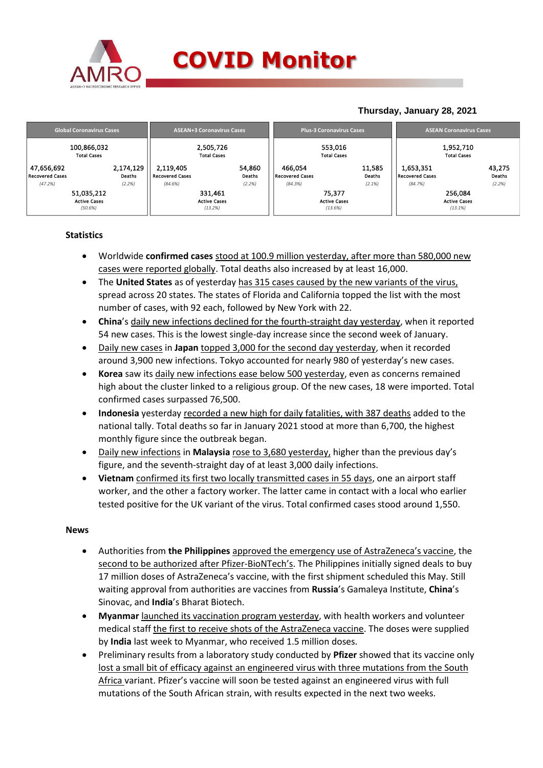# COVID Monitor

**Thursday, January 28, 2021**

| Global Coronavirus Cases | | ASEAN+3 Coronavirus Cases | | Plus-3 Coronavirus Cases | | ASEAN Coronavirus Cases | |
|---|---|---|---|---|---|---|---|
| 100,866,032 Total Cases | | 2,505,726 Total Cases | | 553,016 Total Cases | | 1,952,710 Total Cases | |
| 47,656,692 Recovered Cases *(47.2%)* | 2,174,129 Deaths *(2.2%)* | 2,119,405 Recovered Cases *(84.6%)* | 54,860 Deaths *(2.2%)* | 466,054 Recovered Cases *(84.3%)* | 11,585 Deaths *(2.1%)* | 1,653,351 Recovered Cases *(84.7%)* | 43,275 Deaths *(2.2%)* |
| 51,035,212 Active Cases *(50.6%)* | | 331,461 Active Cases *(13.2%)* | | 75,377 Active Cases *(13.6%)* | | 256,084 Active Cases *(13.1%)* | |

## Statistics

- Worldwide **confirmed cases** stood at 100.9 million yesterday, after more than 580,000 new cases were reported globally. Total deaths also increased by at least 16,000.
- The **United States** as of yesterday has 315 cases caused by the new variants of the virus, spread across 20 states. The states of Florida and California topped the list with the most number of cases, with 92 each, followed by New York with 22.
- **China**'s daily new infections declined for the fourth-straight day yesterday, when it reported 54 new cases. This is the lowest single-day increase since the second week of January.
- Daily new cases in **Japan** topped 3,000 for the second day yesterday, when it recorded around 3,900 new infections. Tokyo accounted for nearly 980 of yesterday's new cases.
- **Korea** saw its daily new infections ease below 500 yesterday, even as concerns remained high about the cluster linked to a religious group. Of the new cases, 18 were imported. Total confirmed cases surpassed 76,500.
- **Indonesia** yesterday recorded a new high for daily fatalities, with 387 deaths added to the national tally. Total deaths so far in January 2021 stood at more than 6,700, the highest monthly figure since the outbreak began.
- Daily new infections in **Malaysia** rose to 3,680 yesterday, higher than the previous day's figure, and the seventh-straight day of at least 3,000 daily infections.
- **Vietnam** confirmed its first two locally transmitted cases in 55 days, one an airport staff worker, and the other a factory worker. The latter came in contact with a local who earlier tested positive for the UK variant of the virus. Total confirmed cases stood around 1,550.

## News

- Authorities from **the Philippines** approved the emergency use of AstraZeneca's vaccine, the second to be authorized after Pfizer-BioNTech's. The Philippines initially signed deals to buy 17 million doses of AstraZeneca's vaccine, with the first shipment scheduled this May. Still waiting approval from authorities are vaccines from **Russia**'s Gamaleya Institute, **China**'s Sinovac, and **India**'s Bharat Biotech.
- **Myanmar** launched its vaccination program yesterday, with health workers and volunteer medical staff the first to receive shots of the AstraZeneca vaccine. The doses were supplied by **India** last week to Myanmar, who received 1.5 million doses.
- Preliminary results from a laboratory study conducted by **Pfizer** showed that its vaccine only lost a small bit of efficacy against an engineered virus with three mutations from the South Africa variant. Pfizer's vaccine will soon be tested against an engineered virus with full mutations of the South African strain, with results expected in the next two weeks.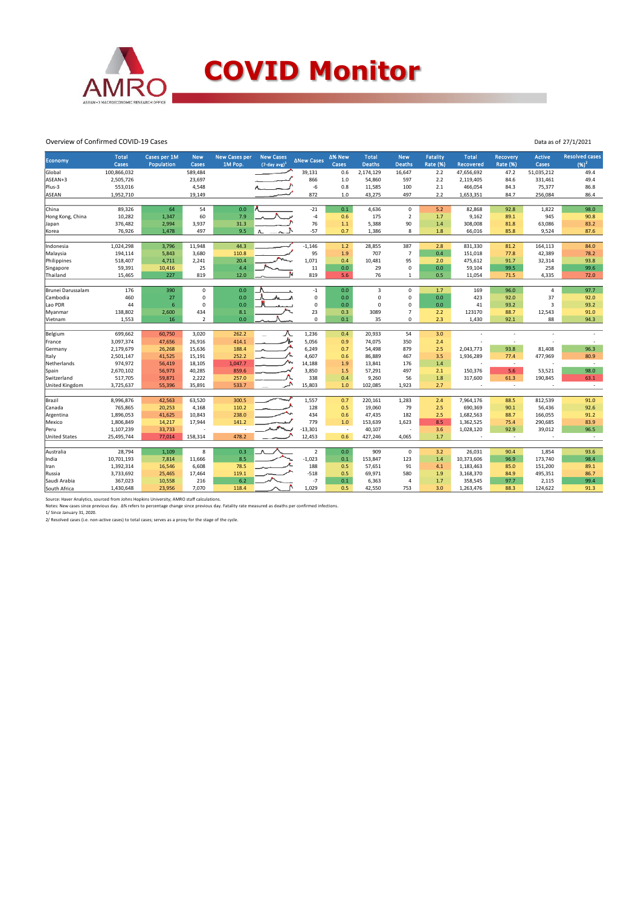# COVID Monitor

Overview of Confirmed COVID-19 Cases

Data as of 27/1/2021

| Economy | Total Cases | Cases per 1M Population | New Cases | New Cases per 1M Pop. | New Cases (7-day avg)[1] | ΔNew Cases | Δ% New Cases | Total Deaths | New Deaths | Fatality Rate (%) | Total Recovered | Recovery Rate (%) | Active Cases | Resolved cases (%)[2] |
|---|---|---|---|---|---|---|---|---|---|---|---|---|---|---|
| Global | 100,866,032 | | 589,484 | | | 39,131 | 0.6 | 2,174,129 | 16,647 | 2.2 | 47,656,692 | 47.2 | 51,035,212 | 49.4 |
| ASEAN+3 | 2,505,726 | | 23,697 | | | 866 | 1.0 | 54,860 | 597 | 2.2 | 2,119,405 | 84.6 | 331,461 | 49.4 |
| Plus-3 | 553,016 | | 4,548 | | | -6 | 0.8 | 11,585 | 100 | 2.1 | 466,054 | 84.3 | 75,377 | 86.8 |
| ASEAN | 1,952,710 | | 19,149 | | | 872 | 1.0 | 43,275 | 497 | 2.2 | 1,653,351 | 84.7 | 256,084 | 86.4 |
| | | | | | | | | | | | | | | |
| China | 89,326 | 64 | 54 | 0.0 | | -21 | 0.1 | 4,636 | 0 | 5.2 | 82,868 | 92.8 | 1,822 | 98.0 |
| Hong Kong, China | 10,282 | 1,347 | 60 | 7.9 | | -4 | 0.6 | 175 | 2 | 1.7 | 9,162 | 89.1 | 945 | 90.8 |
| Japan | 376,482 | 2,994 | 3,937 | 31.3 | | 76 | 1.1 | 5,388 | 90 | 1.4 | 308,008 | 81.8 | 63,086 | 83.2 |
| Korea | 76,926 | 1,478 | 497 | 9.5 | | -57 | 0.7 | 1,386 | 8 | 1.8 | 66,016 | 85.8 | 9,524 | 87.6 |
| | | | | | | | | | | | | | | |
| Indonesia | 1,024,298 | 3,796 | 11,948 | 44.3 | | -1,146 | 1.2 | 28,855 | 387 | 2.8 | 831,330 | 81.2 | 164,113 | 84.0 |
| Malaysia | 194,114 | 5,843 | 3,680 | 110.8 | | 95 | 1.9 | 707 | 7 | 0.4 | 151,018 | 77.8 | 42,389 | 78.2 |
| Philippines | 518,407 | 4,711 | 2,241 | 20.4 | | 1,071 | 0.4 | 10,481 | 95 | 2.0 | 475,612 | 91.7 | 32,314 | 93.8 |
| Singapore | 59,391 | 10,416 | 25 | 4.4 | | 11 | 0.0 | 29 | 0 | 0.0 | 59,104 | 99.5 | 258 | 99.6 |
| Thailand | 15,465 | 227 | 819 | 12.0 | | 819 | 5.6 | 76 | 1 | 0.5 | 11,054 | 71.5 | 4,335 | 72.0 |
| | | | | | | | | | | | | | | |
| Brunei Darussalam | 176 | 390 | 0 | 0.0 | | -1 | 0.0 | 3 | 0 | 1.7 | 169 | 96.0 | 4 | 97.7 |
| Cambodia | 460 | 27 | 0 | 0.0 | | 0 | 0.0 | 0 | 0 | 0.0 | 423 | 92.0 | 37 | 92.0 |
| Lao PDR | 44 | 6 | 0 | 0.0 | | 0 | 0.0 | 0 | 0 | 0.0 | 41 | 93.2 | 3 | 93.2 |
| Myanmar | 138,802 | 2,600 | 434 | 8.1 | | 23 | 0.3 | 3089 | 7 | 2.2 | 123170 | 88.7 | 12,543 | 91.0 |
| Vietnam | 1,553 | 16 | 2 | 0.0 | | 0 | 0.1 | 35 | 0 | 2.3 | 1,430 | 92.1 | 88 | 94.3 |
| | | | | | | | | | | | | | | |
| Belgium | 699,662 | 60,750 | 3,020 | 262.2 | | 1,236 | 0.4 | 20,933 | 54 | 3.0 | - | - | - | - |
| France | 3,097,374 | 47,656 | 26,916 | 414.1 | | 5,056 | 0.9 | 74,075 | 350 | 2.4 | - | - | - | - |
| Germany | 2,179,679 | 26,268 | 15,636 | 188.4 | | 6,249 | 0.7 | 54,498 | 879 | 2.5 | 2,043,773 | 93.8 | 81,408 | 96.3 |
| Italy | 2,501,147 | 41,525 | 15,191 | 252.2 | | 4,607 | 0.6 | 86,889 | 467 | 3.5 | 1,936,289 | 77.4 | 477,969 | 80.9 |
| Netherlands | 974,972 | 56,419 | 18,105 | 1,047.7 | | 14,188 | 1.9 | 13,841 | 176 | 1.4 | - | - | - | - |
| Spain | 2,670,102 | 56,973 | 40,285 | 859.6 | | 3,850 | 1.5 | 57,291 | 497 | 2.1 | 150,376 | 5.6 | 53,521 | 98.0 |
| Switzerland | 517,705 | 59,871 | 2,222 | 257.0 | | 338 | 0.4 | 9,260 | 56 | 1.8 | 317,600 | 61.3 | 190,845 | 63.1 |
| United Kingdom | 3,725,637 | 55,396 | 35,891 | 533.7 | | 15,803 | 1.0 | 102,085 | 1,923 | 2.7 | - | - | - | - |
| | | | | | | | | | | | | | | |
| Brazil | 8,996,876 | 42,563 | 63,520 | 300.5 | | 1,557 | 0.7 | 220,161 | 1,283 | 2.4 | 7,964,176 | 88.5 | 812,539 | 91.0 |
| Canada | 765,865 | 20,253 | 4,168 | 110.2 | | 128 | 0.5 | 19,060 | 79 | 2.5 | 690,369 | 90.1 | 56,436 | 92.6 |
| Argentina | 1,896,053 | 41,625 | 10,843 | 238.0 | | 434 | 0.6 | 47,435 | 182 | 2.5 | 1,682,563 | 88.7 | 166,055 | 91.2 |
| Mexico | 1,806,849 | 14,217 | 17,944 | 141.2 | | 779 | 1.0 | 153,639 | 1,623 | 8.5 | 1,362,525 | 75.4 | 290,685 | 83.9 |
| Peru | 1,107,239 | 33,733 | - | - | | -13,301 | - | 40,107 | - | 3.6 | 1,028,120 | 92.9 | 39,012 | 96.5 |
| United States | 25,495,744 | 77,014 | 158,314 | 478.2 | | 12,453 | 0.6 | 427,246 | 4,065 | 1.7 | - | - | - | - |
| | | | | | | | | | | | | | | |
| Australia | 28,794 | 1,109 | 8 | 0.3 | | 2 | 0.0 | 909 | 0 | 3.2 | 26,031 | 90.4 | 1,854 | 93.6 |
| India | 10,701,193 | 7,814 | 11,666 | 8.5 | | -1,023 | 0.1 | 153,847 | 123 | 1.4 | 10,373,606 | 96.9 | 173,740 | 98.4 |
| Iran | 1,392,314 | 16,546 | 6,608 | 78.5 | | 188 | 0.5 | 57,651 | 91 | 4.1 | 1,183,463 | 85.0 | 151,200 | 89.1 |
| Russia | 3,733,692 | 25,465 | 17,464 | 119.1 | | -518 | 0.5 | 69,971 | 580 | 1.9 | 3,168,370 | 84.9 | 495,351 | 86.7 |
| Saudi Arabia | 367,023 | 10,558 | 216 | 6.2 | | -7 | 0.1 | 6,363 | 4 | 1.7 | 358,545 | 97.7 | 2,115 | 99.4 |
| South Africa | 1,430,648 | 23,956 | 7,070 | 118.4 | | 1,029 | 0.5 | 42,550 | 753 | 3.0 | 1,263,476 | 88.3 | 124,622 | 91.3 |

Source: Haver Analytics, sourced from Johns Hopkins University; AMRO staff calculations.

Notes: New cases since previous day. Δ% refers to percentage change since previous day. Fatality rate measured as deaths per confirmed infections.

1/ Since January 31, 2020.

2/ Resolved cases (i.e. non-active cases) to total cases; serves as a proxy for the stage of the cycle.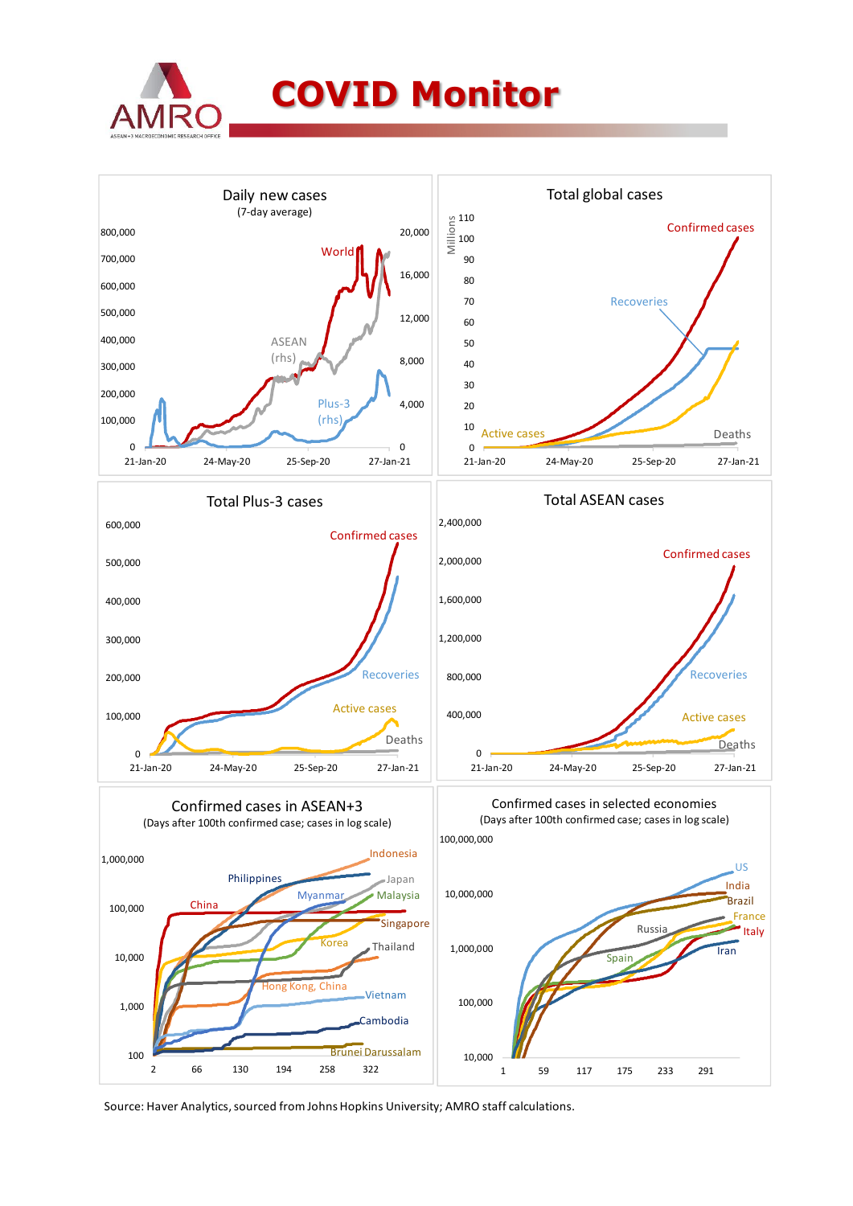# COVID Monitor

AMRO
ASEAN+3 MACROECONOMIC RESEARCH OFFICE

**Daily new cases**
(7-day average)

800,000
700,000
600,000
500,000
400,000
300,000
200,000
100,000
0

20,000
16,000
12,000
8,000
4,000
0

World
ASEAN (rhs)
Plus-3 (rhs)

21-Jan-20 24-May-20 25-Sep-20 27-Jan-21

**Total global cases**

Millions
110
100
90
80
70
60
50
40
30
20
10
0

Confirmed cases
Recoveries
Active cases
Deaths

21-Jan-20 24-May-20 25-Sep-20 27-Jan-21

**Total Plus-3 cases**

600,000
500,000
400,000
300,000
200,000
100,000
0

Confirmed cases
Recoveries
Active cases
Deaths

21-Jan-20 24-May-20 25-Sep-20 27-Jan-21

**Total ASEAN cases**

2,400,000
2,000,000
1,600,000
1,200,000
800,000
400,000
0

Confirmed cases
Recoveries
Active cases
Deaths

21-Jan-20 24-May-20 25-Sep-20 27-Jan-21

**Confirmed cases in ASEAN+3**
(Days after 100th confirmed case; cases in log scale)

1,000,000
100,000
10,000
1,000
100

Indonesia
Philippines
Japan
Myanmar
Malaysia
China
Singapore
Korea
Thailand
Hong Kong, China
Vietnam
Cambodia
Brunei Darussalam

2 66 130 194 258 322

**Confirmed cases in selected economies**
(Days after 100th confirmed case; cases in log scale)

100,000,000
10,000,000
1,000,000
100,000
10,000

US
India
Brazil
France
Italy
Russia
Spain
Iran

1 59 117 175 233 291

Source: Haver Analytics, sourced from Johns Hopkins University; AMRO staff calculations.